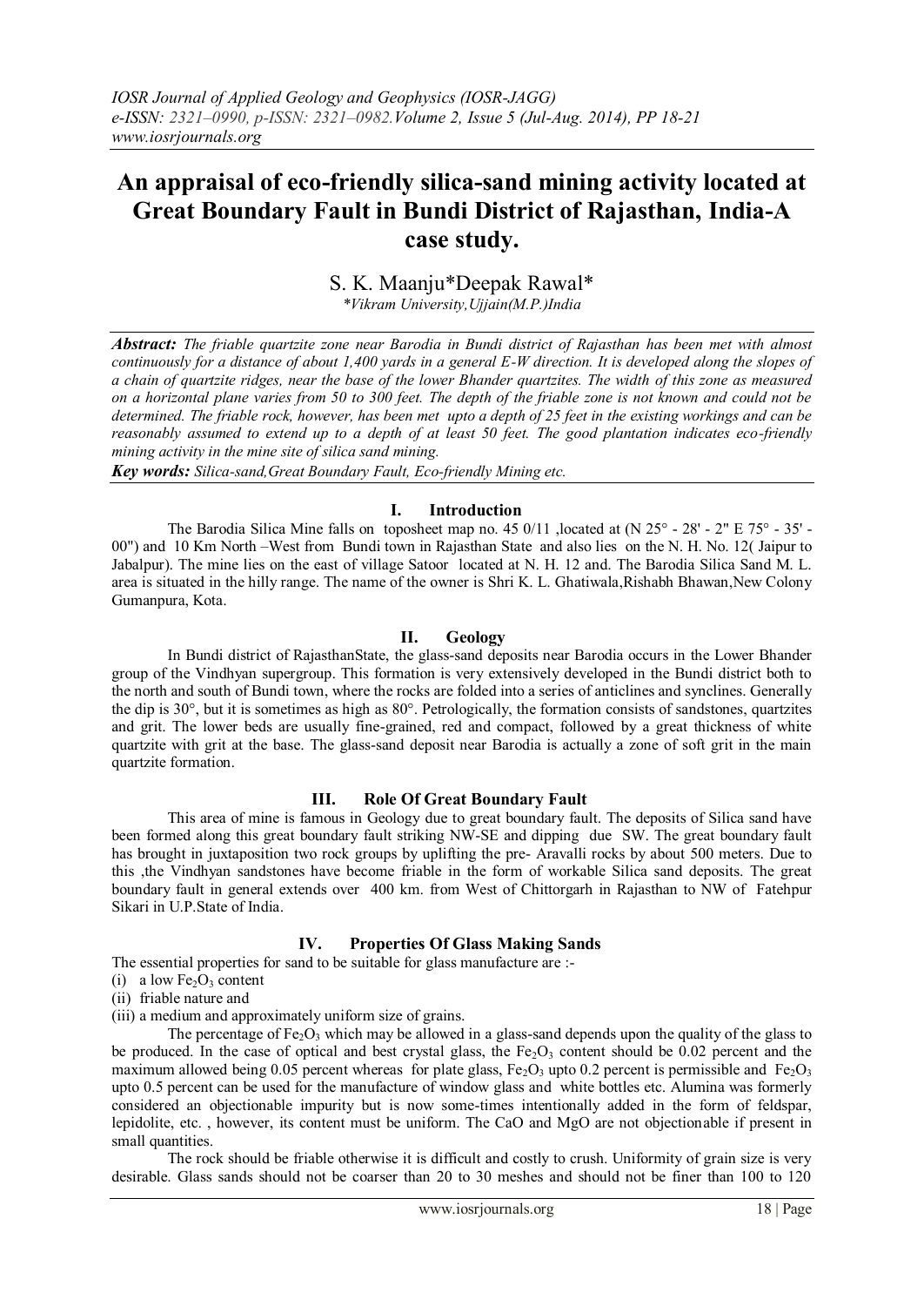# An appraisal of eco-friendly silica-sand mining activity located at Great Boundary Fault in Bundi District of Rajasthan, India-A case study.

S. K. Maanju*Deepak Rawal*

*Vikram University,Ujjain(M.P.)India

***Abstract:*** *The friable quartzite zone near Barodia in Bundi district of Rajasthan has been met with almost continuously for a distance of about 1,400 yards in a general E-W direction. It is developed along the slopes of a chain of quartzite ridges, near the base of the lower Bhander quartzites. The width of this zone as measured on a horizontal plane varies from 50 to 300 feet. The depth of the friable zone is not known and could not be determined. The friable rock, however, has been met upto a depth of 25 feet in the existing workings and can be reasonably assumed to extend up to a depth of at least 50 feet. The good plantation indicates eco-friendly mining activity in the mine site of silica sand mining.*

***Key words:*** *Silica-sand,Great Boundary Fault, Eco-friendly Mining etc.*

## I. Introduction

The Barodia Silica Mine falls on toposheet map no. 45 0/11 ,located at (N 25° - 28' - 2" E 75° - 35' - 00") and 10 Km North –West from Bundi town in Rajasthan State and also lies on the N. H. No. 12( Jaipur to Jabalpur). The mine lies on the east of village Satoor located at N. H. 12 and. The Barodia Silica Sand M. L. area is situated in the hilly range. The name of the owner is Shri K. L. Ghatiwala,Rishabh Bhawan,New Colony Gumanpura, Kota.

## II. Geology

In Bundi district of RajasthanState, the glass-sand deposits near Barodia occurs in the Lower Bhander group of the Vindhyan supergroup. This formation is very extensively developed in the Bundi district both to the north and south of Bundi town, where the rocks are folded into a series of anticlines and synclines. Generally the dip is 30°, but it is sometimes as high as 80°. Petrologically, the formation consists of sandstones, quartzites and grit. The lower beds are usually fine-grained, red and compact, followed by a great thickness of white quartzite with grit at the base. The glass-sand deposit near Barodia is actually a zone of soft grit in the main quartzite formation.

## III. Role Of Great Boundary Fault

This area of mine is famous in Geology due to great boundary fault. The deposits of Silica sand have been formed along this great boundary fault striking NW-SE and dipping due SW. The great boundary fault has brought in juxtaposition two rock groups by uplifting the pre- Aravalli rocks by about 500 meters. Due to this ,the Vindhyan sandstones have become friable in the form of workable Silica sand deposits. The great boundary fault in general extends over 400 km. from West of Chittorgarh in Rajasthan to NW of Fatehpur Sikari in U.P.State of India.

## IV. Properties Of Glass Making Sands

The essential properties for sand to be suitable for glass manufacture are :-

(i) a low $Fe_2O_3$ content

(ii) friable nature and

(iii) a medium and approximately uniform size of grains.

The percentage of $Fe_2O_3$ which may be allowed in a glass-sand depends upon the quality of the glass to be produced. In the case of optical and best crystal glass, the $Fe_2O_3$ content should be 0.02 percent and the maximum allowed being 0.05 percent whereas for plate glass, $Fe_2O_3$ upto 0.2 percent is permissible and $Fe_2O_3$ upto 0.5 percent can be used for the manufacture of window glass and white bottles etc. Alumina was formerly considered an objectionable impurity but is now some-times intentionally added in the form of feldspar, lepidolite, etc. , however, its content must be uniform. The CaO and MgO are not objectionable if present in small quantities.

The rock should be friable otherwise it is difficult and costly to crush. Uniformity of grain size is very desirable. Glass sands should not be coarser than 20 to 30 meshes and should not be finer than 100 to 120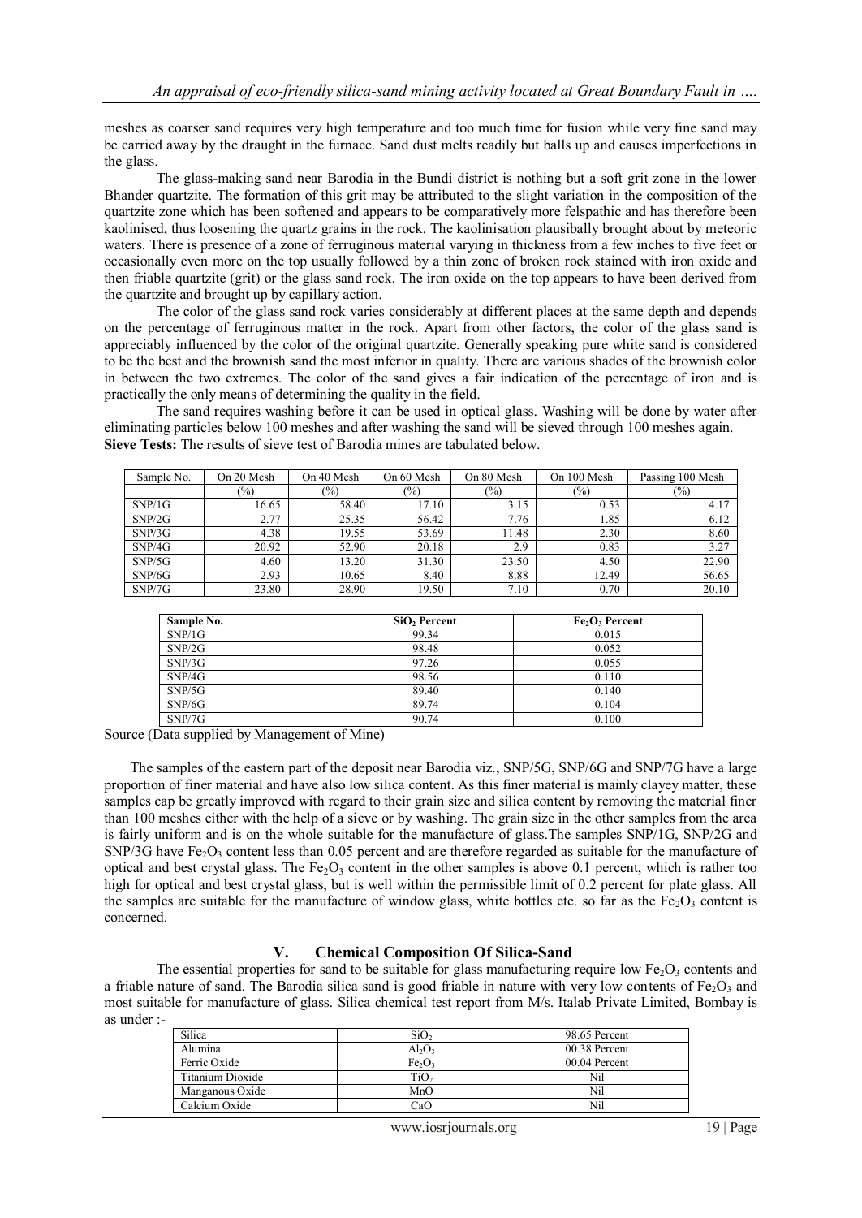meshes as coarser sand requires very high temperature and too much time for fusion while very fine sand may be carried away by the draught in the furnace. Sand dust melts readily but balls up and causes imperfections in the glass.

The glass-making sand near Barodia in the Bundi district is nothing but a soft grit zone in the lower Bhander quartzite. The formation of this grit may be attributed to the slight variation in the composition of the quartzite zone which has been softened and appears to be comparatively more felspathic and has therefore been kaolinised, thus loosening the quartz grains in the rock. The kaolinisation plausibally brought about by meteoric waters. There is presence of a zone of ferruginous material varying in thickness from a few inches to five feet or occasionally even more on the top usually followed by a thin zone of broken rock stained with iron oxide and then friable quartzite (grit) or the glass sand rock. The iron oxide on the top appears to have been derived from the quartzite and brought up by capillary action.

The color of the glass sand rock varies considerably at different places at the same depth and depends on the percentage of ferruginous matter in the rock. Apart from other factors, the color of the glass sand is appreciably influenced by the color of the original quartzite. Generally speaking pure white sand is considered to be the best and the brownish sand the most inferior in quality. There are various shades of the brownish color in between the two extremes. The color of the sand gives a fair indication of the percentage of iron and is practically the only means of determining the quality in the field.

The sand requires washing before it can be used in optical glass. Washing will be done by water after eliminating particles below 100 meshes and after washing the sand will be sieved through 100 meshes again.

**Sieve Tests:** The results of sieve test of Barodia mines are tabulated below.

| Sample No. | On 20 Mesh (%) | On 40 Mesh (%) | On 60 Mesh (%) | On 80 Mesh (%) | On 100 Mesh (%) | Passing 100 Mesh (%) |
|---|---|---|---|---|---|---|
| SNP/1G | 16.65 | 58.40 | 17.10 | 3.15 | 0.53 | 4.17 |
| SNP/2G | 2.77 | 25.35 | 56.42 | 7.76 | 1.85 | 6.12 |
| SNP/3G | 4.38 | 19.55 | 53.69 | 11.48 | 2.30 | 8.60 |
| SNP/4G | 20.92 | 52.90 | 20.18 | 2.9 | 0.83 | 3.27 |
| SNP/5G | 4.60 | 13.20 | 31.30 | 23.50 | 4.50 | 22.90 |
| SNP/6G | 2.93 | 10.65 | 8.40 | 8.88 | 12.49 | 56.65 |
| SNP/7G | 23.80 | 28.90 | 19.50 | 7.10 | 0.70 | 20.10 |

| **Sample No.** | **$SiO_2$ Percent** | **$Fe_2O_3$ Percent** |
|---|---|---|
| SNP/1G | 99.34 | 0.015 |
| SNP/2G | 98.48 | 0.052 |
| SNP/3G | 97.26 | 0.055 |
| SNP/4G | 98.56 | 0.110 |
| SNP/5G | 89.40 | 0.140 |
| SNP/6G | 89.74 | 0.104 |
| SNP/7G | 90.74 | 0.100 |

Source (Data supplied by Management of Mine)

The samples of the eastern part of the deposit near Barodia viz., SNP/5G, SNP/6G and SNP/7G have a large proportion of finer material and have also low silica content. As this finer material is mainly clayey matter, these samples cap be greatly improved with regard to their grain size and silica content by removing the material finer than 100 meshes either with the help of a sieve or by washing. The grain size in the other samples from the area is fairly uniform and is on the whole suitable for the manufacture of glass.The samples SNP/1G, SNP/2G and SNP/3G have $Fe_2O_3$ content less than 0.05 percent and are therefore regarded as suitable for the manufacture of optical and best crystal glass. The $Fe_2O_3$ content in the other samples is above 0.1 percent, which is rather too high for optical and best crystal glass, but is well within the permissible limit of 0.2 percent for plate glass. All the samples are suitable for the manufacture of window glass, white bottles etc. so far as the $Fe_2O_3$ content is concerned.

## V. Chemical Composition Of Silica-Sand

The essential properties for sand to be suitable for glass manufacturing require low $Fe_2O_3$ contents and a friable nature of sand. The Barodia silica sand is good friable in nature with very low contents of $Fe_2O_3$ and most suitable for manufacture of glass. Silica chemical test report from M/s. Italab Private Limited, Bombay is as under :-

| | | |
|---|---|---|
| Silica | $SiO_2$ | 98.65 Percent |
| Alumina | $Al_2O_3$ | 00.38 Percent |
| Ferric Oxide | $Fe_2O_3$ | 00.04 Percent |
| Titanium Dioxide | $TiO_2$ | Nil |
| Manganous Oxide | MnO | Nil |
| Calcium Oxide | CaO | Nil |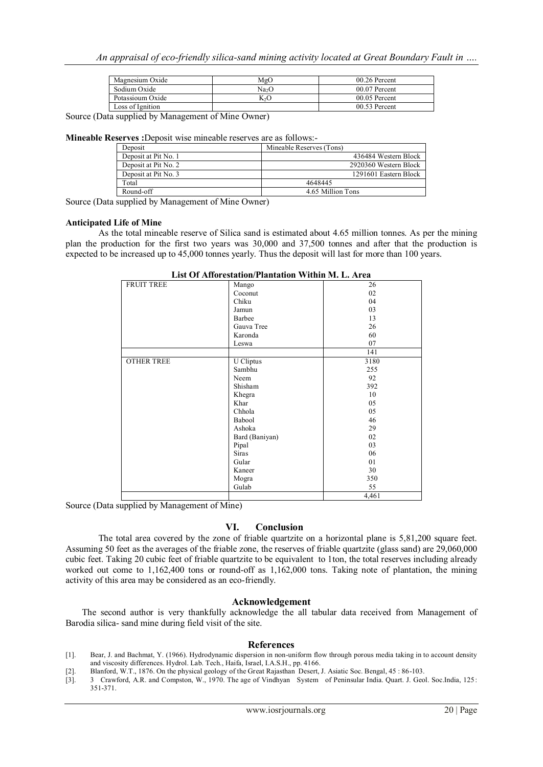| Magnesium Oxide | MgO | 00.26 Percent |
|---|---|---|
| Sodium Oxide | $Na_2O$ | 00.07 Percent |
| Potassioum Oxide | $K_2O$ | 00.05 Percent |
| Loss of Ignition | | 00.53 Percent |

Source (Data supplied by Management of Mine Owner)

**Mineable Reserves :**Deposit wise mineable reserves are as follows:-

| Deposit | Mineable Reserves (Tons) |
|---|---|
| Deposit at Pit No. 1 | 436484 Western Block |
| Deposit at Pit No. 2 | 2920360 Western Block |
| Deposit at Pit No. 3 | 1291601 Eastern Block |
| Total | 4648445 |
| Round-off | 4.65 Million Tons |

Source (Data supplied by Management of Mine Owner)

**Anticipated Life of Mine**

As the total mineable reserve of Silica sand is estimated about 4.65 million tonnes. As per the mining plan the production for the first two years was 30,000 and 37,500 tonnes and after that the production is expected to be increased up to 45,000 tonnes yearly. Thus the deposit will last for more than 100 years.

**List Of Afforestation/Plantation Within M. L. Area**

| FRUIT TREE | Mango | 26 |
|---|---|---|
| | Coconut | 02 |
| | Chiku | 04 |
| | Jamun | 03 |
| | Barbee | 13 |
| | Gauva Tree | 26 |
| | Karonda | 60 |
| | Leswa | 07 |
| | | 141 |
| OTHER TREE | U Cliptus | 3180 |
| | Sambhu | 255 |
| | Neem | 92 |
| | Shisham | 392 |
| | Khegra | 10 |
| | Khar | 05 |
| | Chhola | 05 |
| | Babool | 46 |
| | Ashoka | 29 |
| | Bard (Baniyan) | 02 |
| | Pipal | 03 |
| | Siras | 06 |
| | Gular | 01 |
| | Kaneer | 30 |
| | Mogra | 350 |
| | Gulab | 55 |
| | | 4,461 |

Source (Data supplied by Management of Mine)

## VI. Conclusion

The total area covered by the zone of friable quartzite on a horizontal plane is 5,81,200 square feet. Assuming 50 feet as the averages of the friable zone, the reserves of friable quartzite (glass sand) are 29,060,000 cubic feet. Taking 20 cubic feet of friable quartzite to be equivalent to 1ton, the total reserves including already worked out come to 1,162,400 tons or round-off as 1,162,000 tons. Taking note of plantation, the mining activity of this area may be considered as an eco-friendly.

## Acknowledgement

The second author is very thankfully acknowledge the all tabular data received from Management of Barodia silica- sand mine during field visit of the site.

## References

[1]. Bear, J. and Bachmat, Y. (1966). Hydrodynamic dispersion in non-uniform flow through porous media taking in to account density and viscosity differences. Hydrol. Lab. Tech., Haifa, Israel, I.A.S.H., pp. 4166.

[2]. Blanford, W.T., 1876. On the physical geology of the Great Rajasthan Desert, J. Asiatic Soc. Bengal, 45 : 86-103.

[3]. 3 Crawford, A.R. and Compston, W., 1970. The age of Vindhyan System of Peninsular India. Quart. J. Geol. Soc.India, 125 : 351-371.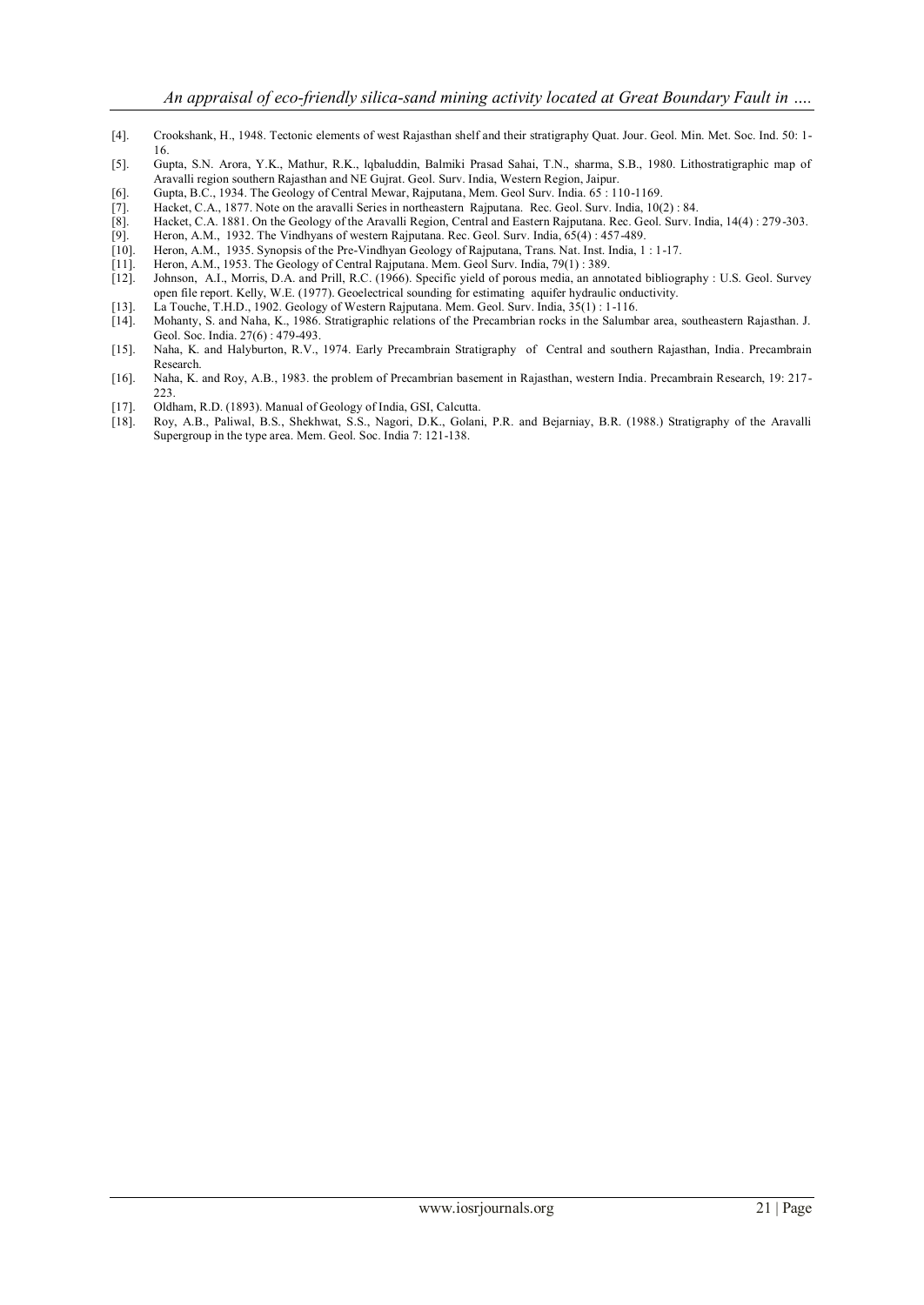[4]. Crookshank, H., 1948. Tectonic elements of west Rajasthan shelf and their stratigraphy Quat. Jour. Geol. Min. Met. Soc. Ind. 50: 1-16.

[5]. Gupta, S.N. Arora, Y.K., Mathur, R.K., lqbaluddin, Balmiki Prasad Sahai, T.N., sharma, S.B., 1980. Lithostratigraphic map of Aravalli region southern Rajasthan and NE Gujrat. Geol. Surv. India, Western Region, Jaipur.

[6]. Gupta, B.C., 1934. The Geology of Central Mewar, Rajputana, Mem. Geol Surv. India. 65 : 110-1169.

[7]. Hacket, C.A., 1877. Note on the aravalli Series in northeastern Rajputana. Rec. Geol. Surv. India, 10(2) : 84.

[8]. Hacket, C.A. 1881. On the Geology of the Aravalli Region, Central and Eastern Rajputana. Rec. Geol. Surv. India, 14(4) : 279-303.

[9]. Heron, A.M., 1932. The Vindhyans of western Rajputana. Rec. Geol. Surv. India, 65(4) : 457-489.

[10]. Heron, A.M., 1935. Synopsis of the Pre-Vindhyan Geology of Rajputana, Trans. Nat. Inst. India, 1 : 1-17.

[11]. Heron, A.M., 1953. The Geology of Central Rajputana. Mem. Geol Surv. India, 79(1) : 389.

[12]. Johnson, A.I., Morris, D.A. and Prill, R.C. (1966). Specific yield of porous media, an annotated bibliography : U.S. Geol. Survey open file report. Kelly, W.E. (1977). Geoelectrical sounding for estimating aquifer hydraulic onductivity.

[13]. La Touche, T.H.D., 1902. Geology of Western Rajputana. Mem. Geol. Surv. India, 35(1) : 1-116.

[14]. Mohanty, S. and Naha, K., 1986. Stratigraphic relations of the Precambrian rocks in the Salumbar area, southeastern Rajasthan. J. Geol. Soc. India. 27(6) : 479-493.

[15]. Naha, K. and Halyburton, R.V., 1974. Early Precambrain Stratigraphy of Central and southern Rajasthan, India. Precambrain Research.

[16]. Naha, K. and Roy, A.B., 1983. the problem of Precambrian basement in Rajasthan, western India. Precambrain Research, 19: 217-223.

[17]. Oldham, R.D. (1893). Manual of Geology of India, GSI, Calcutta.

[18]. Roy, A.B., Paliwal, B.S., Shekhwat, S.S., Nagori, D.K., Golani, P.R. and Bejarniay, B.R. (1988.) Stratigraphy of the Aravalli Supergroup in the type area. Mem. Geol. Soc. India 7: 121-138.